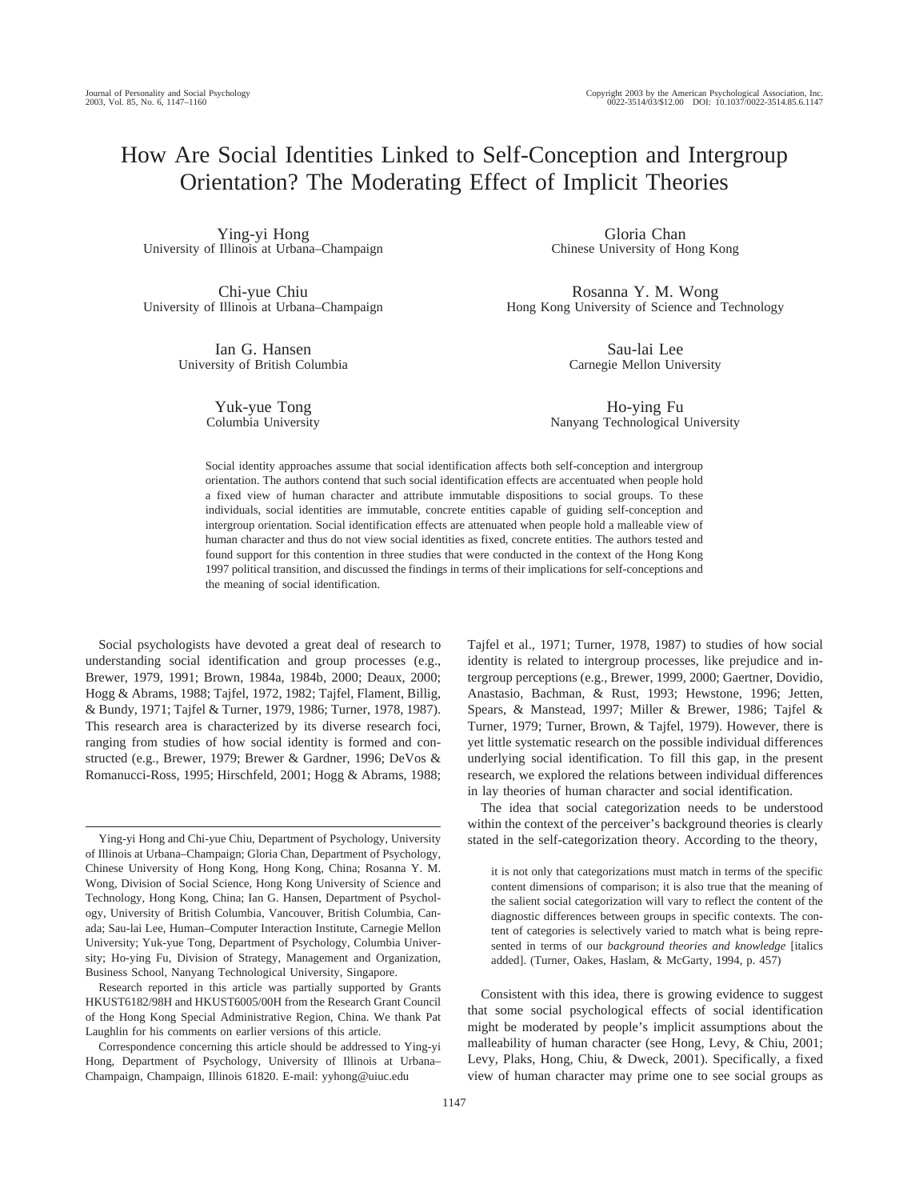# How Are Social Identities Linked to Self-Conception and Intergroup Orientation? The Moderating Effect of Implicit Theories

Ying-yi Hong
University of Illinois at Urbana–Champaign

Gloria Chan
Chinese University of Hong Kong

Chi-yue Chiu
University of Illinois at Urbana–Champaign

Rosanna Y. M. Wong
Hong Kong University of Science and Technology

Ian G. Hansen
University of British Columbia

Sau-lai Lee
Carnegie Mellon University

Yuk-yue Tong
Columbia University

Ho-ying Fu
Nanyang Technological University

Social identity approaches assume that social identification affects both self-conception and intergroup orientation. The authors contend that such social identification effects are accentuated when people hold a fixed view of human character and attribute immutable dispositions to social groups. To these individuals, social identities are immutable, concrete entities capable of guiding self-conception and intergroup orientation. Social identification effects are attenuated when people hold a malleable view of human character and thus do not view social identities as fixed, concrete entities. The authors tested and found support for this contention in three studies that were conducted in the context of the Hong Kong 1997 political transition, and discussed the findings in terms of their implications for self-conceptions and the meaning of social identification.

Social psychologists have devoted a great deal of research to understanding social identification and group processes (e.g., Brewer, 1979, 1991; Brown, 1984a, 1984b, 2000; Deaux, 2000; Hogg & Abrams, 1988; Tajfel, 1972, 1982; Tajfel, Flament, Billig, & Bundy, 1971; Tajfel & Turner, 1979, 1986; Turner, 1978, 1987). This research area is characterized by its diverse research foci, ranging from studies of how social identity is formed and constructed (e.g., Brewer, 1979; Brewer & Gardner, 1996; DeVos & Romanucci-Ross, 1995; Hirschfeld, 2001; Hogg & Abrams, 1988; Tajfel et al., 1971; Turner, 1978, 1987) to studies of how social identity is related to intergroup processes, like prejudice and intergroup perceptions (e.g., Brewer, 1999, 2000; Gaertner, Dovidio, Anastasio, Bachman, & Rust, 1993; Hewstone, 1996; Jetten, Spears, & Manstead, 1997; Miller & Brewer, 1986; Tajfel & Turner, 1979; Turner, Brown, & Tajfel, 1979). However, there is yet little systematic research on the possible individual differences underlying social identification. To fill this gap, in the present research, we explored the relations between individual differences in lay theories of human character and social identification.

The idea that social categorization needs to be understood within the context of the perceiver's background theories is clearly stated in the self-categorization theory. According to the theory,

> it is not only that categorizations must match in terms of the specific content dimensions of comparison; it is also true that the meaning of the salient social categorization will vary to reflect the content of the diagnostic differences between groups in specific contexts. The content of categories is selectively varied to match what is being represented in terms of our *background theories and knowledge* [italics added]. (Turner, Oakes, Haslam, & McGarty, 1994, p. 457)

Consistent with this idea, there is growing evidence to suggest that some social psychological effects of social identification might be moderated by people's implicit assumptions about the malleability of human character (see Hong, Levy, & Chiu, 2001; Levy, Plaks, Hong, Chiu, & Dweck, 2001). Specifically, a fixed view of human character may prime one to see social groups as

---

Ying-yi Hong and Chi-yue Chiu, Department of Psychology, University of Illinois at Urbana–Champaign; Gloria Chan, Department of Psychology, Chinese University of Hong Kong, Hong Kong, China; Rosanna Y. M. Wong, Division of Social Science, Hong Kong University of Science and Technology, Hong Kong, China; Ian G. Hansen, Department of Psychology, University of British Columbia, Vancouver, British Columbia, Canada; Sau-lai Lee, Human–Computer Interaction Institute, Carnegie Mellon University; Yuk-yue Tong, Department of Psychology, Columbia University; Ho-ying Fu, Division of Strategy, Management and Organization, Business School, Nanyang Technological University, Singapore.

Research reported in this article was partially supported by Grants HKUST6182/98H and HKUST6005/00H from the Research Grant Council of the Hong Kong Special Administrative Region, China. We thank Pat Laughlin for his comments on earlier versions of this article.

Correspondence concerning this article should be addressed to Ying-yi Hong, Department of Psychology, University of Illinois at Urbana–Champaign, Champaign, Illinois 61820. E-mail: yyhong@uiuc.edu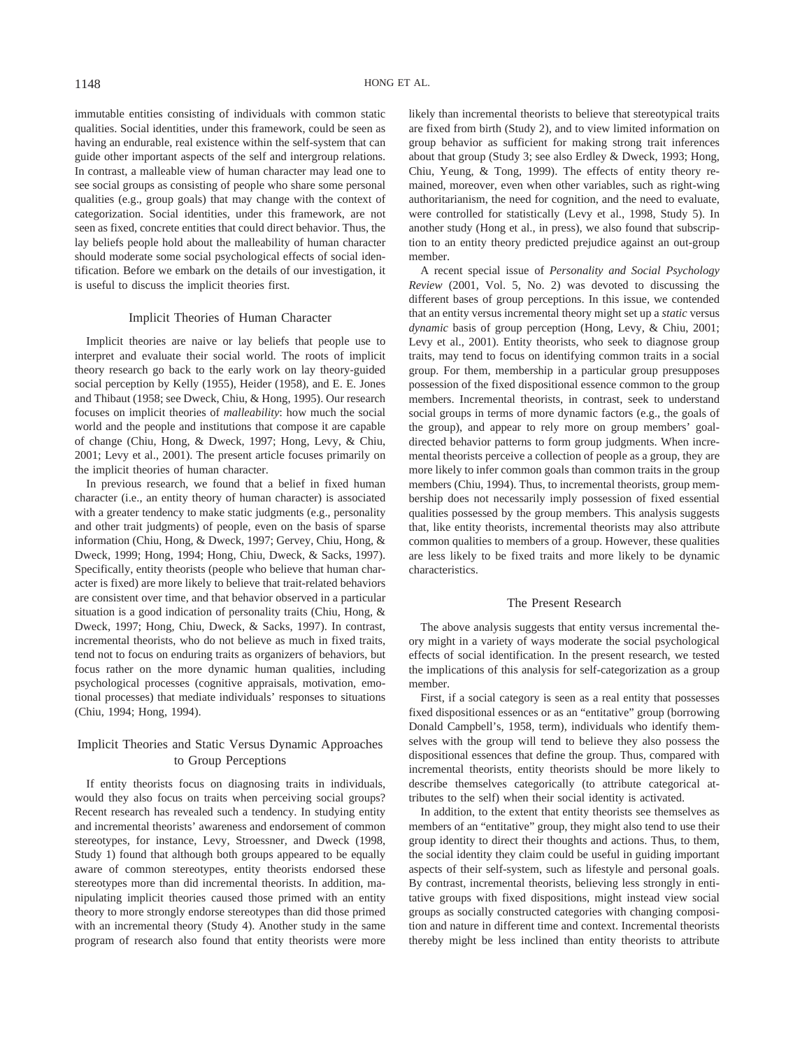immutable entities consisting of individuals with common static qualities. Social identities, under this framework, could be seen as having an endurable, real existence within the self-system that can guide other important aspects of the self and intergroup relations. In contrast, a malleable view of human character may lead one to see social groups as consisting of people who share some personal qualities (e.g., group goals) that may change with the context of categorization. Social identities, under this framework, are not seen as fixed, concrete entities that could direct behavior. Thus, the lay beliefs people hold about the malleability of human character should moderate some social psychological effects of social identification. Before we embark on the details of our investigation, it is useful to discuss the implicit theories first.

## Implicit Theories of Human Character

Implicit theories are naive or lay beliefs that people use to interpret and evaluate their social world. The roots of implicit theory research go back to the early work on lay theory-guided social perception by Kelly (1955), Heider (1958), and E. E. Jones and Thibaut (1958; see Dweck, Chiu, & Hong, 1995). Our research focuses on implicit theories of *malleability*: how much the social world and the people and institutions that compose it are capable of change (Chiu, Hong, & Dweck, 1997; Hong, Levy, & Chiu, 2001; Levy et al., 2001). The present article focuses primarily on the implicit theories of human character.

In previous research, we found that a belief in fixed human character (i.e., an entity theory of human character) is associated with a greater tendency to make static judgments (e.g., personality and other trait judgments) of people, even on the basis of sparse information (Chiu, Hong, & Dweck, 1997; Gervey, Chiu, Hong, & Dweck, 1999; Hong, 1994; Hong, Chiu, Dweck, & Sacks, 1997). Specifically, entity theorists (people who believe that human character is fixed) are more likely to believe that trait-related behaviors are consistent over time, and that behavior observed in a particular situation is a good indication of personality traits (Chiu, Hong, & Dweck, 1997; Hong, Chiu, Dweck, & Sacks, 1997). In contrast, incremental theorists, who do not believe as much in fixed traits, tend not to focus on enduring traits as organizers of behaviors, but focus rather on the more dynamic human qualities, including psychological processes (cognitive appraisals, motivation, emotional processes) that mediate individuals' responses to situations (Chiu, 1994; Hong, 1994).

## Implicit Theories and Static Versus Dynamic Approaches to Group Perceptions

If entity theorists focus on diagnosing traits in individuals, would they also focus on traits when perceiving social groups? Recent research has revealed such a tendency. In studying entity and incremental theorists' awareness and endorsement of common stereotypes, for instance, Levy, Stroessner, and Dweck (1998, Study 1) found that although both groups appeared to be equally aware of common stereotypes, entity theorists endorsed these stereotypes more than did incremental theorists. In addition, manipulating implicit theories caused those primed with an entity theory to more strongly endorse stereotypes than did those primed with an incremental theory (Study 4). Another study in the same program of research also found that entity theorists were more likely than incremental theorists to believe that stereotypical traits are fixed from birth (Study 2), and to view limited information on group behavior as sufficient for making strong trait inferences about that group (Study 3; see also Erdley & Dweck, 1993; Hong, Chiu, Yeung, & Tong, 1999). The effects of entity theory remained, moreover, even when other variables, such as right-wing authoritarianism, the need for cognition, and the need to evaluate, were controlled for statistically (Levy et al., 1998, Study 5). In another study (Hong et al., in press), we also found that subscription to an entity theory predicted prejudice against an out-group member.

A recent special issue of *Personality and Social Psychology Review* (2001, Vol. 5, No. 2) was devoted to discussing the different bases of group perceptions. In this issue, we contended that an entity versus incremental theory might set up a *static* versus *dynamic* basis of group perception (Hong, Levy, & Chiu, 2001; Levy et al., 2001). Entity theorists, who seek to diagnose group traits, may tend to focus on identifying common traits in a social group. For them, membership in a particular group presupposes possession of the fixed dispositional essence common to the group members. Incremental theorists, in contrast, seek to understand social groups in terms of more dynamic factors (e.g., the goals of the group), and appear to rely more on group members' goal-directed behavior patterns to form group judgments. When incremental theorists perceive a collection of people as a group, they are more likely to infer common goals than common traits in the group members (Chiu, 1994). Thus, to incremental theorists, group membership does not necessarily imply possession of fixed essential qualities possessed by the group members. This analysis suggests that, like entity theorists, incremental theorists may also attribute common qualities to members of a group. However, these qualities are less likely to be fixed traits and more likely to be dynamic characteristics.

## The Present Research

The above analysis suggests that entity versus incremental theory might in a variety of ways moderate the social psychological effects of social identification. In the present research, we tested the implications of this analysis for self-categorization as a group member.

First, if a social category is seen as a real entity that possesses fixed dispositional essences or as an "entitative" group (borrowing Donald Campbell's, 1958, term), individuals who identify themselves with the group will tend to believe they also possess the dispositional essences that define the group. Thus, compared with incremental theorists, entity theorists should be more likely to describe themselves categorically (to attribute categorical attributes to the self) when their social identity is activated.

In addition, to the extent that entity theorists see themselves as members of an "entitative" group, they might also tend to use their group identity to direct their thoughts and actions. Thus, to them, the social identity they claim could be useful in guiding important aspects of their self-system, such as lifestyle and personal goals. By contrast, incremental theorists, believing less strongly in entitative groups with fixed dispositions, might instead view social groups as socially constructed categories with changing composition and nature in different time and context. Incremental theorists thereby might be less inclined than entity theorists to attribute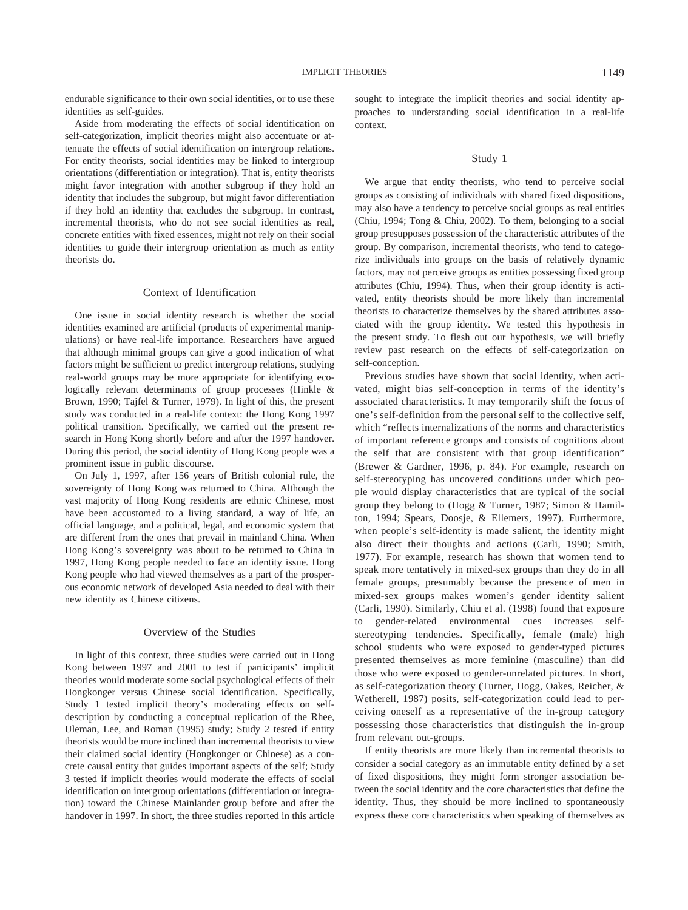endurable significance to their own social identities, or to use these identities as self-guides.

Aside from moderating the effects of social identification on self-categorization, implicit theories might also accentuate or attenuate the effects of social identification on intergroup relations. For entity theorists, social identities may be linked to intergroup orientations (differentiation or integration). That is, entity theorists might favor integration with another subgroup if they hold an identity that includes the subgroup, but might favor differentiation if they hold an identity that excludes the subgroup. In contrast, incremental theorists, who do not see social identities as real, concrete entities with fixed essences, might not rely on their social identities to guide their intergroup orientation as much as entity theorists do.

## Context of Identification

One issue in social identity research is whether the social identities examined are artificial (products of experimental manipulations) or have real-life importance. Researchers have argued that although minimal groups can give a good indication of what factors might be sufficient to predict intergroup relations, studying real-world groups may be more appropriate for identifying ecologically relevant determinants of group processes (Hinkle & Brown, 1990; Tajfel & Turner, 1979). In light of this, the present study was conducted in a real-life context: the Hong Kong 1997 political transition. Specifically, we carried out the present research in Hong Kong shortly before and after the 1997 handover. During this period, the social identity of Hong Kong people was a prominent issue in public discourse.

On July 1, 1997, after 156 years of British colonial rule, the sovereignty of Hong Kong was returned to China. Although the vast majority of Hong Kong residents are ethnic Chinese, most have been accustomed to a living standard, a way of life, an official language, and a political, legal, and economic system that are different from the ones that prevail in mainland China. When Hong Kong's sovereignty was about to be returned to China in 1997, Hong Kong people needed to face an identity issue. Hong Kong people who had viewed themselves as a part of the prosperous economic network of developed Asia needed to deal with their new identity as Chinese citizens.

## Overview of the Studies

In light of this context, three studies were carried out in Hong Kong between 1997 and 2001 to test if participants' implicit theories would moderate some social psychological effects of their Hongkonger versus Chinese social identification. Specifically, Study 1 tested implicit theory's moderating effects on self-description by conducting a conceptual replication of the Rhee, Uleman, Lee, and Roman (1995) study; Study 2 tested if entity theorists would be more inclined than incremental theorists to view their claimed social identity (Hongkonger or Chinese) as a concrete causal entity that guides important aspects of the self; Study 3 tested if implicit theories would moderate the effects of social identification on intergroup orientations (differentiation or integration) toward the Chinese Mainlander group before and after the handover in 1997. In short, the three studies reported in this article sought to integrate the implicit theories and social identity approaches to understanding social identification in a real-life context.

## Study 1

We argue that entity theorists, who tend to perceive social groups as consisting of individuals with shared fixed dispositions, may also have a tendency to perceive social groups as real entities (Chiu, 1994; Tong & Chiu, 2002). To them, belonging to a social group presupposes possession of the characteristic attributes of the group. By comparison, incremental theorists, who tend to categorize individuals into groups on the basis of relatively dynamic factors, may not perceive groups as entities possessing fixed group attributes (Chiu, 1994). Thus, when their group identity is activated, entity theorists should be more likely than incremental theorists to characterize themselves by the shared attributes associated with the group identity. We tested this hypothesis in the present study. To flesh out our hypothesis, we will briefly review past research on the effects of self-categorization on self-conception.

Previous studies have shown that social identity, when activated, might bias self-conception in terms of the identity's associated characteristics. It may temporarily shift the focus of one's self-definition from the personal self to the collective self, which "reflects internalizations of the norms and characteristics of important reference groups and consists of cognitions about the self that are consistent with that group identification" (Brewer & Gardner, 1996, p. 84). For example, research on self-stereotyping has uncovered conditions under which people would display characteristics that are typical of the social group they belong to (Hogg & Turner, 1987; Simon & Hamilton, 1994; Spears, Doosje, & Ellemers, 1997). Furthermore, when people's self-identity is made salient, the identity might also direct their thoughts and actions (Carli, 1990; Smith, 1977). For example, research has shown that women tend to speak more tentatively in mixed-sex groups than they do in all female groups, presumably because the presence of men in mixed-sex groups makes women's gender identity salient (Carli, 1990). Similarly, Chiu et al. (1998) found that exposure to gender-related environmental cues increases self-stereotyping tendencies. Specifically, female (male) high school students who were exposed to gender-typed pictures presented themselves as more feminine (masculine) than did those who were exposed to gender-unrelated pictures. In short, as self-categorization theory (Turner, Hogg, Oakes, Reicher, & Wetherell, 1987) posits, self-categorization could lead to perceiving oneself as a representative of the in-group category possessing those characteristics that distinguish the in-group from relevant out-groups.

If entity theorists are more likely than incremental theorists to consider a social category as an immutable entity defined by a set of fixed dispositions, they might form stronger association between the social identity and the core characteristics that define the identity. Thus, they should be more inclined to spontaneously express these core characteristics when speaking of themselves as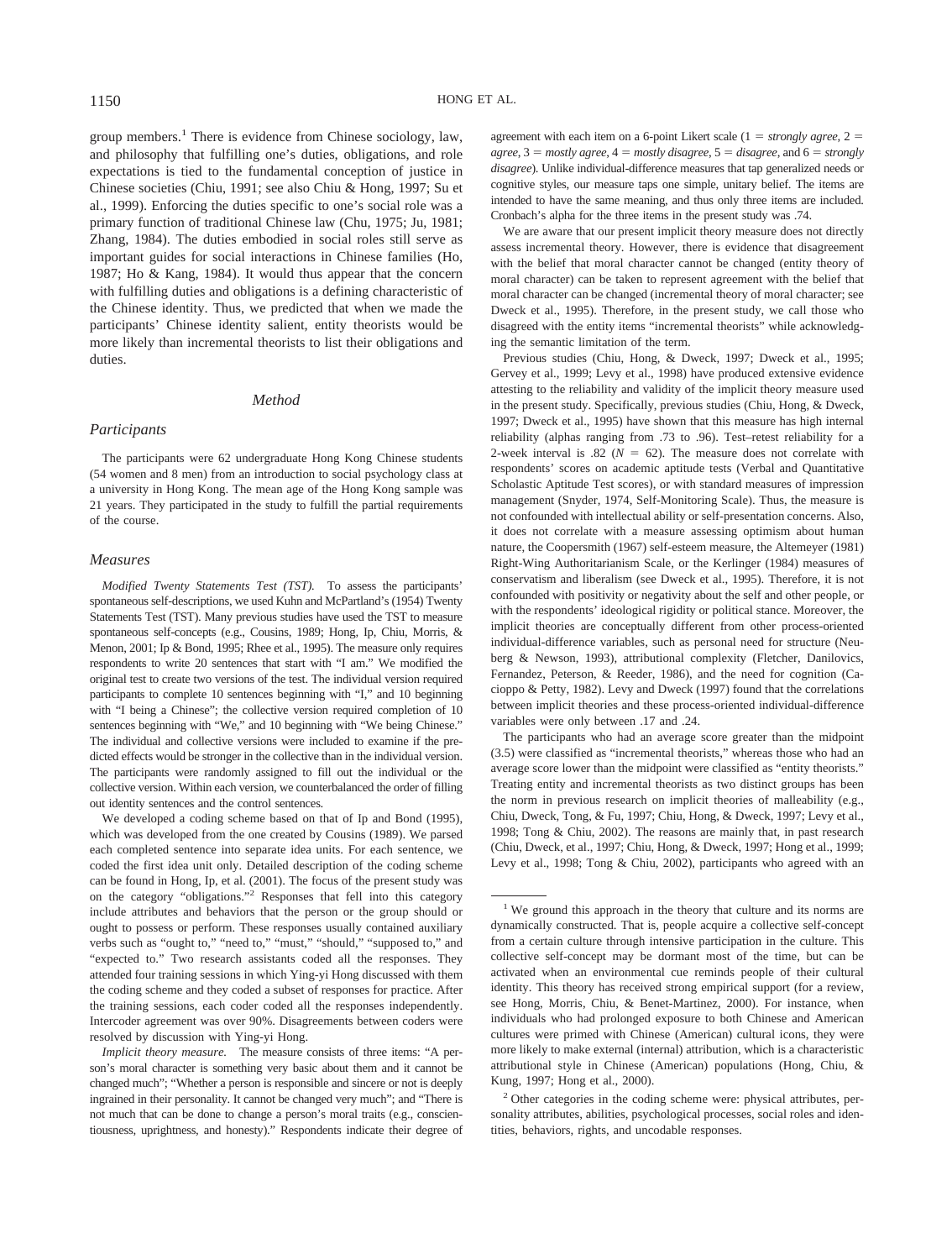group members.[1] There is evidence from Chinese sociology, law, and philosophy that fulfilling one's duties, obligations, and role expectations is tied to the fundamental conception of justice in Chinese societies (Chiu, 1991; see also Chiu & Hong, 1997; Su et al., 1999). Enforcing the duties specific to one's social role was a primary function of traditional Chinese law (Chu, 1975; Ju, 1981; Zhang, 1984). The duties embodied in social roles still serve as important guides for social interactions in Chinese families (Ho, 1987; Ho & Kang, 1984). It would thus appear that the concern with fulfilling duties and obligations is a defining characteristic of the Chinese identity. Thus, we predicted that when we made the participants' Chinese identity salient, entity theorists would be more likely than incremental theorists to list their obligations and duties.

## Method

### Participants

The participants were 62 undergraduate Hong Kong Chinese students (54 women and 8 men) from an introduction to social psychology class at a university in Hong Kong. The mean age of the Hong Kong sample was 21 years. They participated in the study to fulfill the partial requirements of the course.

### Measures

*Modified Twenty Statements Test (TST).* To assess the participants' spontaneous self-descriptions, we used Kuhn and McPartland's (1954) Twenty Statements Test (TST). Many previous studies have used the TST to measure spontaneous self-concepts (e.g., Cousins, 1989; Hong, Ip, Chiu, Morris, & Menon, 2001; Ip & Bond, 1995; Rhee et al., 1995). The measure only requires respondents to write 20 sentences that start with "I am." We modified the original test to create two versions of the test. The individual version required participants to complete 10 sentences beginning with "I," and 10 beginning with "I being a Chinese"; the collective version required completion of 10 sentences beginning with "We," and 10 beginning with "We being Chinese." The individual and collective versions were included to examine if the predicted effects would be stronger in the collective than in the individual version. The participants were randomly assigned to fill out the individual or the collective version. Within each version, we counterbalanced the order of filling out identity sentences and the control sentences.

We developed a coding scheme based on that of Ip and Bond (1995), which was developed from the one created by Cousins (1989). We parsed each completed sentence into separate idea units. For each sentence, we coded the first idea unit only. Detailed description of the coding scheme can be found in Hong, Ip, et al. (2001). The focus of the present study was on the category "obligations."[2] Responses that fell into this category include attributes and behaviors that the person or the group should or ought to possess or perform. These responses usually contained auxiliary verbs such as "ought to," "need to," "must," "should," "supposed to," and "expected to." Two research assistants coded all the responses. They attended four training sessions in which Ying-yi Hong discussed with them the coding scheme and they coded a subset of responses for practice. After the training sessions, each coder coded all the responses independently. Intercoder agreement was over 90%. Disagreements between coders were resolved by discussion with Ying-yi Hong.

*Implicit theory measure.* The measure consists of three items: "A person's moral character is something very basic about them and it cannot be changed much"; "Whether a person is responsible and sincere or not is deeply ingrained in their personality. It cannot be changed very much"; and "There is not much that can be done to change a person's moral traits (e.g., conscientiousness, uprightness, and honesty)." Respondents indicate their degree of agreement with each item on a 6-point Likert scale (1 = *strongly agree*, 2 = *agree*, 3 = *mostly agree*, 4 = *mostly disagree*, 5 = *disagree*, and 6 = *strongly disagree*). Unlike individual-difference measures that tap generalized needs or cognitive styles, our measure taps one simple, unitary belief. The items are intended to have the same meaning, and thus only three items are included. Cronbach's alpha for the three items in the present study was .74.

We are aware that our present implicit theory measure does not directly assess incremental theory. However, there is evidence that disagreement with the belief that moral character cannot be changed (entity theory of moral character) can be taken to represent agreement with the belief that moral character can be changed (incremental theory of moral character; see Dweck et al., 1995). Therefore, in the present study, we call those who disagreed with the entity items "incremental theorists" while acknowledging the semantic limitation of the term.

Previous studies (Chiu, Hong, & Dweck, 1997; Dweck et al., 1995; Gervey et al., 1999; Levy et al., 1998) have produced extensive evidence attesting to the reliability and validity of the implicit theory measure used in the present study. Specifically, previous studies (Chiu, Hong, & Dweck, 1997; Dweck et al., 1995) have shown that this measure has high internal reliability (alphas ranging from .73 to .96). Test–retest reliability for a 2-week interval is .82 ($N = 62$). The measure does not correlate with respondents' scores on academic aptitude tests (Verbal and Quantitative Scholastic Aptitude Test scores), or with standard measures of impression management (Snyder, 1974, Self-Monitoring Scale). Thus, the measure is not confounded with intellectual ability or self-presentation concerns. Also, it does not correlate with a measure assessing optimism about human nature, the Coopersmith (1967) self-esteem measure, the Altemeyer (1981) Right-Wing Authoritarianism Scale, or the Kerlinger (1984) measures of conservatism and liberalism (see Dweck et al., 1995). Therefore, it is not confounded with positivity or negativity about the self and other people, or with the respondents' ideological rigidity or political stance. Moreover, the implicit theories are conceptually different from other process-oriented individual-difference variables, such as personal need for structure (Neuberg & Newson, 1993), attributional complexity (Fletcher, Danilovics, Fernandez, Peterson, & Reeder, 1986), and the need for cognition (Cacioppo & Petty, 1982). Levy and Dweck (1997) found that the correlations between implicit theories and these process-oriented individual-difference variables were only between .17 and .24.

The participants who had an average score greater than the midpoint (3.5) were classified as "incremental theorists," whereas those who had an average score lower than the midpoint were classified as "entity theorists." Treating entity and incremental theorists as two distinct groups has been the norm in previous research on implicit theories of malleability (e.g., Chiu, Dweck, Tong, & Fu, 1997; Chiu, Hong, & Dweck, 1997; Levy et al., 1998; Tong & Chiu, 2002). The reasons are mainly that, in past research (Chiu, Dweck, et al., 1997; Chiu, Hong, & Dweck, 1997; Hong et al., 1999; Levy et al., 1998; Tong & Chiu, 2002), participants who agreed with an

---

[1] We ground this approach in the theory that culture and its norms are dynamically constructed. That is, people acquire a collective self-concept from a certain culture through intensive participation in the culture. This collective self-concept may be dormant most of the time, but can be activated when an environmental cue reminds people of their cultural identity. This theory has received strong empirical support (for a review, see Hong, Morris, Chiu, & Benet-Martinez, 2000). For instance, when individuals who had prolonged exposure to both Chinese and American cultures were primed with Chinese (American) cultural icons, they were more likely to make external (internal) attribution, which is a characteristic attributional style in Chinese (American) populations (Hong, Chiu, & Kung, 1997; Hong et al., 2000).

[2] Other categories in the coding scheme were: physical attributes, personality attributes, abilities, psychological processes, social roles and identities, behaviors, rights, and uncodable responses.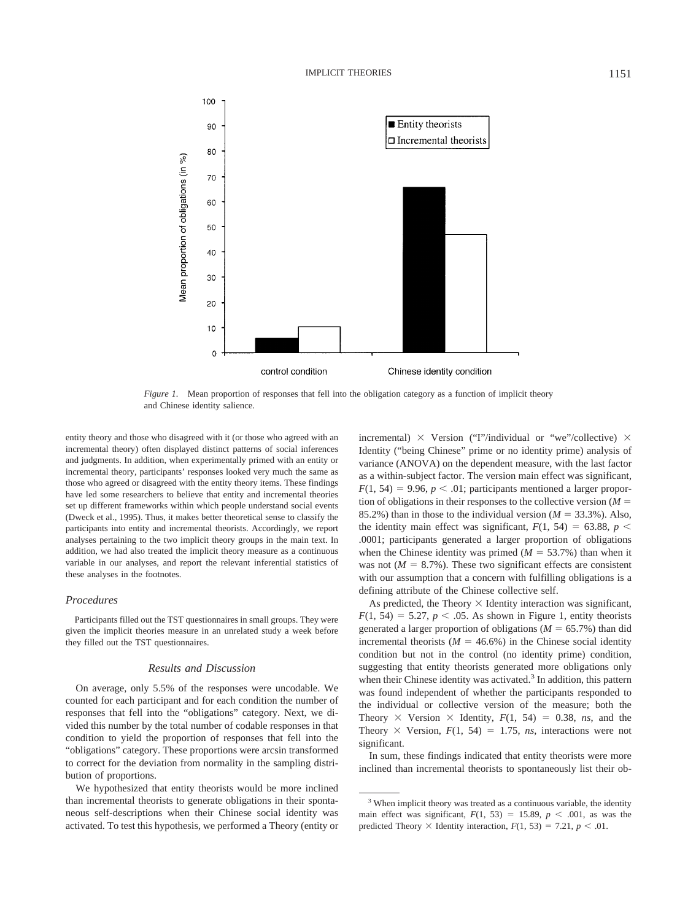100
90
80
70
60
50
40
30
20
10
0

Mean proportion of obligations (in %)

■ Entity theorists
□ Incremental theorists

control condition
Chinese identity condition

*Figure 1.* Mean proportion of responses that fell into the obligation category as a function of implicit theory and Chinese identity salience.

entity theory and those who disagreed with it (or those who agreed with an incremental theory) often displayed distinct patterns of social inferences and judgments. In addition, when experimentally primed with an entity or incremental theory, participants' responses looked very much the same as those who agreed or disagreed with the entity theory items. These findings have led some researchers to believe that entity and incremental theories set up different frameworks within which people understand social events (Dweck et al., 1995). Thus, it makes better theoretical sense to classify the participants into entity and incremental theorists. Accordingly, we report analyses pertaining to the two implicit theory groups in the main text. In addition, we had also treated the implicit theory measure as a continuous variable in our analyses, and report the relevant inferential statistics of these analyses in the footnotes.

### *Procedures*

Participants filled out the TST questionnaires in small groups. They were given the implicit theories measure in an unrelated study a week before they filled out the TST questionnaires.

## *Results and Discussion*

On average, only 5.5% of the responses were uncodable. We counted for each participant and for each condition the number of responses that fell into the "obligations" category. Next, we divided this number by the total number of codable responses in that condition to yield the proportion of responses that fell into the "obligations" category. These proportions were arcsin transformed to correct for the deviation from normality in the sampling distribution of proportions.

We hypothesized that entity theorists would be more inclined than incremental theorists to generate obligations in their spontaneous self-descriptions when their Chinese social identity was activated. To test this hypothesis, we performed a Theory (entity or incremental) × Version ("I"/individual or "we"/collective) × Identity ("being Chinese" prime or no identity prime) analysis of variance (ANOVA) on the dependent measure, with the last factor as a within-subject factor. The version main effect was significant, $F(1, 54) = 9.96$, $p < .01$; participants mentioned a larger proportion of obligations in their responses to the collective version ($M = 85.2\%$) than in those to the individual version ($M = 33.3\%$). Also, the identity main effect was significant, $F(1, 54) = 63.88$, $p < .0001$; participants generated a larger proportion of obligations when the Chinese identity was primed ($M = 53.7\%$) than when it was not ($M = 8.7\%$). These two significant effects are consistent with our assumption that a concern with fulfilling obligations is a defining attribute of the Chinese collective self.

As predicted, the Theory × Identity interaction was significant, $F(1, 54) = 5.27$, $p < .05$. As shown in Figure 1, entity theorists generated a larger proportion of obligations ($M = 65.7\%$) than did incremental theorists ($M = 46.6\%$) in the Chinese social identity condition but not in the control (no identity prime) condition, suggesting that entity theorists generated more obligations only when their Chinese identity was activated.[3] In addition, this pattern was found independent of whether the participants responded to the individual or collective version of the measure; both the Theory × Version × Identity, $F(1, 54) = 0.38$, *ns*, and the Theory × Version, $F(1, 54) = 1.75$, *ns*, interactions were not significant.

In sum, these findings indicated that entity theorists were more inclined than incremental theorists to spontaneously list their ob-

[3] When implicit theory was treated as a continuous variable, the identity main effect was significant, $F(1, 53) = 15.89$, $p < .001$, as was the predicted Theory × Identity interaction, $F(1, 53) = 7.21$, $p < .01$.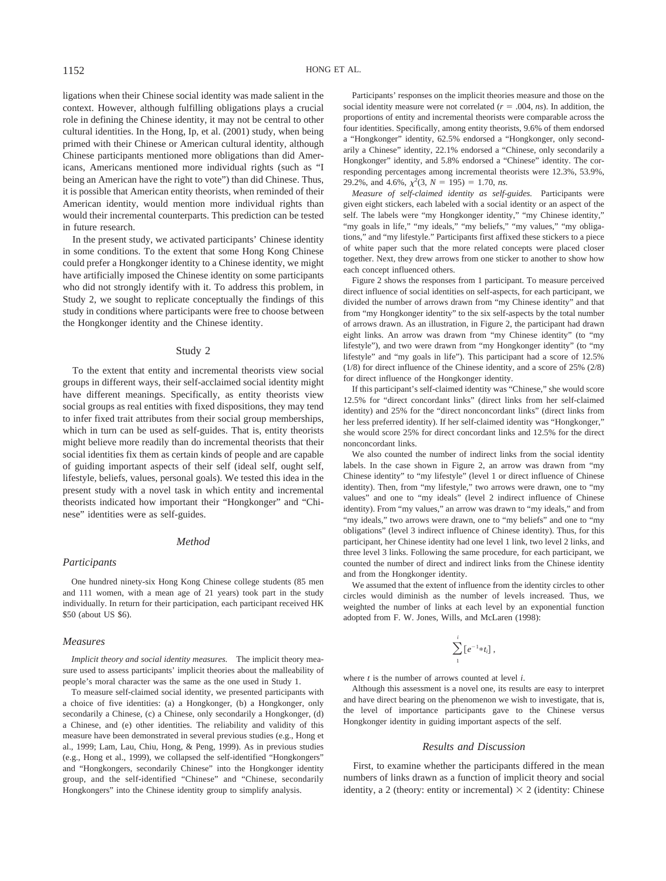ligations when their Chinese social identity was made salient in the context. However, although fulfilling obligations plays a crucial role in defining the Chinese identity, it may not be central to other cultural identities. In the Hong, Ip, et al. (2001) study, when being primed with their Chinese or American cultural identity, although Chinese participants mentioned more obligations than did Americans, Americans mentioned more individual rights (such as "I being an American have the right to vote") than did Chinese. Thus, it is possible that American entity theorists, when reminded of their American identity, would mention more individual rights than would their incremental counterparts. This prediction can be tested in future research.

In the present study, we activated participants' Chinese identity in some conditions. To the extent that some Hong Kong Chinese could prefer a Hongkonger identity to a Chinese identity, we might have artificially imposed the Chinese identity on some participants who did not strongly identify with it. To address this problem, in Study 2, we sought to replicate conceptually the findings of this study in conditions where participants were free to choose between the Hongkonger identity and the Chinese identity.

## Study 2

To the extent that entity and incremental theorists view social groups in different ways, their self-acclaimed social identity might have different meanings. Specifically, as entity theorists view social groups as real entities with fixed dispositions, they may tend to infer fixed trait attributes from their social group memberships, which in turn can be used as self-guides. That is, entity theorists might believe more readily than do incremental theorists that their social identities fix them as certain kinds of people and are capable of guiding important aspects of their self (ideal self, ought self, lifestyle, beliefs, values, personal goals). We tested this idea in the present study with a novel task in which entity and incremental theorists indicated how important their "Hongkonger" and "Chinese" identities were as self-guides.

### *Method*

#### *Participants*

One hundred ninety-six Hong Kong Chinese college students (85 men and 111 women, with a mean age of 21 years) took part in the study individually. In return for their participation, each participant received HK $50 (about US $6).

#### *Measures*

*Implicit theory and social identity measures.* The implicit theory measure used to assess participants' implicit theories about the malleability of people's moral character was the same as the one used in Study 1.

To measure self-claimed social identity, we presented participants with a choice of five identities: (a) a Hongkonger, (b) a Hongkonger, only secondarily a Chinese, (c) a Chinese, only secondarily a Hongkonger, (d) a Chinese, and (e) other identities. The reliability and validity of this measure have been demonstrated in several previous studies (e.g., Hong et al., 1999; Lam, Lau, Chiu, Hong, & Peng, 1999). As in previous studies (e.g., Hong et al., 1999), we collapsed the self-identified "Hongkongers" and "Hongkongers, secondarily Chinese" into the Hongkonger identity group, and the self-identified "Chinese" and "Chinese, secondarily Hongkongers" into the Chinese identity group to simplify analysis.

Participants' responses on the implicit theories measure and those on the social identity measure were not correlated ($r = .004$, *ns*). In addition, the proportions of entity and incremental theorists were comparable across the four identities. Specifically, among entity theorists, 9.6% of them endorsed a "Hongkonger" identity, 62.5% endorsed a "Hongkonger, only secondarily a Chinese" identity, 22.1% endorsed a "Chinese, only secondarily a Hongkonger" identity, and 5.8% endorsed a "Chinese" identity. The corresponding percentages among incremental theorists were 12.3%, 53.9%, 29.2%, and 4.6%, $\chi^2(3, N = 195) = 1.70$, *ns.*

*Measure of self-claimed identity as self-guides.* Participants were given eight stickers, each labeled with a social identity or an aspect of the self. The labels were "my Hongkonger identity," "my Chinese identity," "my goals in life," "my ideals," "my beliefs," "my values," "my obligations," and "my lifestyle." Participants first affixed these stickers to a piece of white paper such that the more related concepts were placed closer together. Next, they drew arrows from one sticker to another to show how each concept influenced others.

Figure 2 shows the responses from 1 participant. To measure perceived direct influence of social identities on self-aspects, for each participant, we divided the number of arrows drawn from "my Chinese identity" and that from "my Hongkonger identity" to the six self-aspects by the total number of arrows drawn. As an illustration, in Figure 2, the participant had drawn eight links. An arrow was drawn from "my Chinese identity" (to "my lifestyle"), and two were drawn from "my Hongkonger identity" (to "my lifestyle" and "my goals in life"). This participant had a score of 12.5% (1/8) for direct influence of the Chinese identity, and a score of 25% (2/8) for direct influence of the Hongkonger identity.

If this participant's self-claimed identity was "Chinese," she would score 12.5% for "direct concordant links" (direct links from her self-claimed identity) and 25% for the "direct nonconcordant links" (direct links from her less preferred identity). If her self-claimed identity was "Hongkonger," she would score 25% for direct concordant links and 12.5% for the direct nonconcordant links.

We also counted the number of indirect links from the social identity labels. In the case shown in Figure 2, an arrow was drawn from "my Chinese identity" to "my lifestyle" (level 1 or direct influence of Chinese identity). Then, from "my lifestyle," two arrows were drawn, one to "my values" and one to "my ideals" (level 2 indirect influence of Chinese identity). From "my values," an arrow was drawn to "my ideals," and from "my ideals," two arrows were drawn, one to "my beliefs" and one to "my obligations" (level 3 indirect influence of Chinese identity). Thus, for this participant, her Chinese identity had one level 1 link, two level 2 links, and three level 3 links. Following the same procedure, for each participant, we counted the number of direct and indirect links from the Chinese identity and from the Hongkonger identity.

We assumed that the extent of influence from the identity circles to other circles would diminish as the number of levels increased. Thus, we weighted the number of links at each level by an exponential function adopted from F. W. Jones, Wills, and McLaren (1998):

$$\sum_{1}^{i} [e^{-1} * t_i],$$

where $t$ is the number of arrows counted at level $i$.

Although this assessment is a novel one, its results are easy to interpret and have direct bearing on the phenomenon we wish to investigate, that is, the level of importance participants gave to the Chinese versus Hongkonger identity in guiding important aspects of the self.

### *Results and Discussion*

First, to examine whether the participants differed in the mean numbers of links drawn as a function of implicit theory and social identity, a 2 (theory: entity or incremental) × 2 (identity: Chinese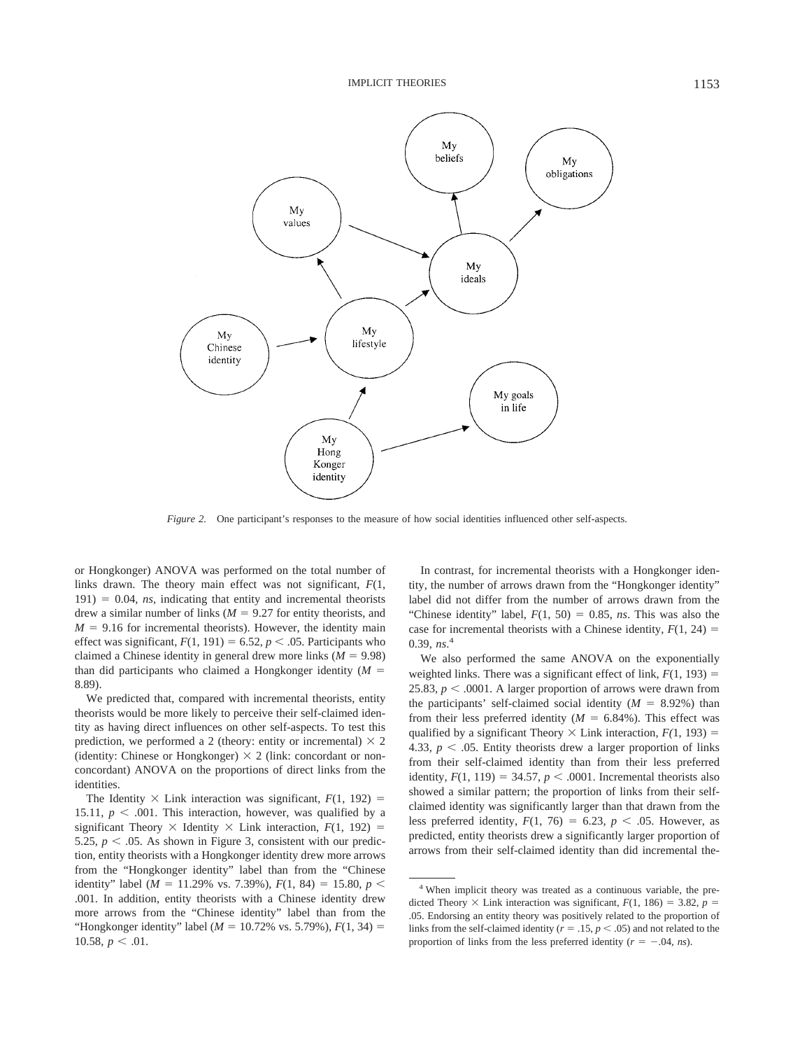*Figure 2.* One participant's responses to the measure of how social identities influenced other self-aspects.

or Hongkonger) ANOVA was performed on the total number of links drawn. The theory main effect was not significant, $F(1, 191) = 0.04$, *ns*, indicating that entity and incremental theorists drew a similar number of links ($M = 9.27$ for entity theorists, and $M = 9.16$ for incremental theorists). However, the identity main effect was significant, $F(1, 191) = 6.52$, $p < .05$. Participants who claimed a Chinese identity in general drew more links ($M = 9.98$) than did participants who claimed a Hongkonger identity ($M = 8.89$).

We predicted that, compared with incremental theorists, entity theorists would be more likely to perceive their self-claimed identity as having direct influences on other self-aspects. To test this prediction, we performed a 2 (theory: entity or incremental) × 2 (identity: Chinese or Hongkonger) × 2 (link: concordant or nonconcordant) ANOVA on the proportions of direct links from the identities.

The Identity × Link interaction was significant, $F(1, 192) = 15.11$, $p < .001$. This interaction, however, was qualified by a significant Theory × Identity × Link interaction, $F(1, 192) = 5.25$, $p < .05$. As shown in Figure 3, consistent with our prediction, entity theorists with a Hongkonger identity drew more arrows from the "Hongkonger identity" label than from the "Chinese identity" label ($M = 11.29\%$ vs. $7.39\%$), $F(1, 84) = 15.80$, $p < .001$. In addition, entity theorists with a Chinese identity drew more arrows from the "Chinese identity" label than from the "Hongkonger identity" label ($M = 10.72\%$ vs. $5.79\%$), $F(1, 34) = 10.58$, $p < .01$.

In contrast, for incremental theorists with a Hongkonger identity, the number of arrows drawn from the "Hongkonger identity" label did not differ from the number of arrows drawn from the "Chinese identity" label, $F(1, 50) = 0.85$, *ns*. This was also the case for incremental theorists with a Chinese identity, $F(1, 24) = 0.39$, *ns*.[4]

We also performed the same ANOVA on the exponentially weighted links. There was a significant effect of link, $F(1, 193) = 25.83$, $p < .0001$. A larger proportion of arrows were drawn from the participants' self-claimed social identity ($M = 8.92\%$) than from their less preferred identity ($M = 6.84\%$). This effect was qualified by a significant Theory × Link interaction, $F(1, 193) = 4.33$, $p < .05$. Entity theorists drew a larger proportion of links from their self-claimed identity than from their less preferred identity, $F(1, 119) = 34.57$, $p < .0001$. Incremental theorists also showed a similar pattern; the proportion of links from their self-claimed identity was significantly larger than that drawn from the less preferred identity, $F(1, 76) = 6.23$, $p < .05$. However, as predicted, entity theorists drew a significantly larger proportion of arrows from their self-claimed identity than did incremental the-

[4] When implicit theory was treated as a continuous variable, the predicted Theory × Link interaction was significant, $F(1, 186) = 3.82$, $p = .05$. Endorsing an entity theory was positively related to the proportion of links from the self-claimed identity ($r = .15$, $p < .05$) and not related to the proportion of links from the less preferred identity ($r = -.04$, *ns*).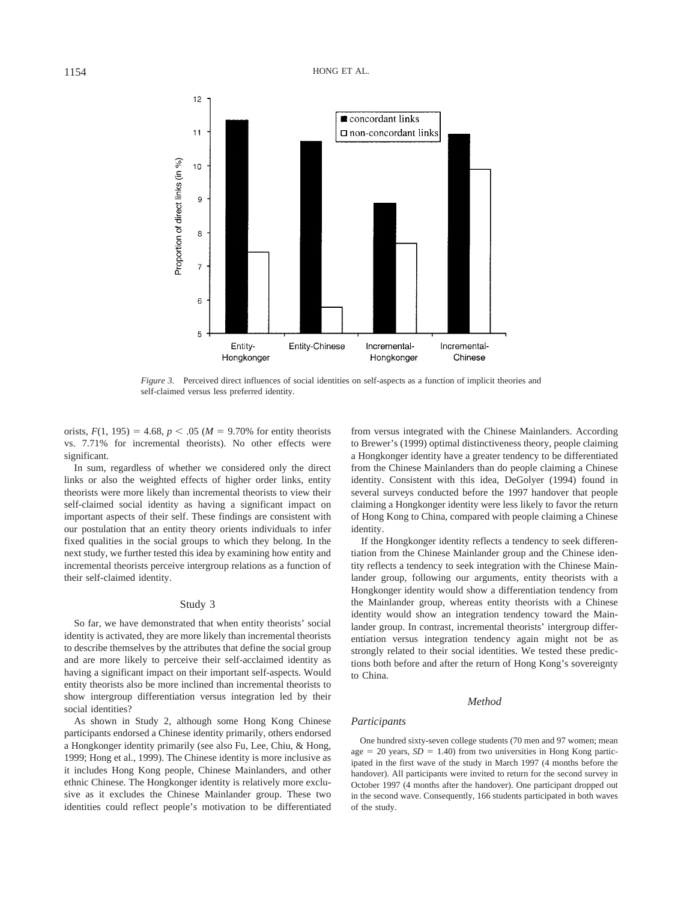*Figure 3.* Perceived direct influences of social identities on self-aspects as a function of implicit theories and self-claimed versus less preferred identity.

orists, $F(1, 195) = 4.68$, $p < .05$ ($M = 9.70\%$ for entity theorists vs. 7.71% for incremental theorists). No other effects were significant.

In sum, regardless of whether we considered only the direct links or also the weighted effects of higher order links, entity theorists were more likely than incremental theorists to view their self-claimed social identity as having a significant impact on important aspects of their self. These findings are consistent with our postulation that an entity theory orients individuals to infer fixed qualities in the social groups to which they belong. In the next study, we further tested this idea by examining how entity and incremental theorists perceive intergroup relations as a function of their self-claimed identity.

## Study 3

So far, we have demonstrated that when entity theorists' social identity is activated, they are more likely than incremental theorists to describe themselves by the attributes that define the social group and are more likely to perceive their self-acclaimed identity as having a significant impact on their important self-aspects. Would entity theorists also be more inclined than incremental theorists to show intergroup differentiation versus integration led by their social identities?

As shown in Study 2, although some Hong Kong Chinese participants endorsed a Chinese identity primarily, others endorsed a Hongkonger identity primarily (see also Fu, Lee, Chiu, & Hong, 1999; Hong et al., 1999). The Chinese identity is more inclusive as it includes Hong Kong people, Chinese Mainlanders, and other ethnic Chinese. The Hongkonger identity is relatively more exclusive as it excludes the Chinese Mainlander group. These two identities could reflect people's motivation to be differentiated from versus integrated with the Chinese Mainlanders. According to Brewer's (1999) optimal distinctiveness theory, people claiming a Hongkonger identity have a greater tendency to be differentiated from the Chinese Mainlanders than do people claiming a Chinese identity. Consistent with this idea, DeGolyer (1994) found in several surveys conducted before the 1997 handover that people claiming a Hongkonger identity were less likely to favor the return of Hong Kong to China, compared with people claiming a Chinese identity.

If the Hongkonger identity reflects a tendency to seek differentiation from the Chinese Mainlander group and the Chinese identity reflects a tendency to seek integration with the Chinese Mainlander group, following our arguments, entity theorists with a Hongkonger identity would show a differentiation tendency from the Mainlander group, whereas entity theorists with a Chinese identity would show an integration tendency toward the Mainlander group. In contrast, incremental theorists' intergroup differentiation versus integration tendency again might not be as strongly related to their social identities. We tested these predictions both before and after the return of Hong Kong's sovereignty to China.

### *Method*

#### *Participants*

One hundred sixty-seven college students (70 men and 97 women; mean age = 20 years, $SD = 1.40$) from two universities in Hong Kong participated in the first wave of the study in March 1997 (4 months before the handover). All participants were invited to return for the second survey in October 1997 (4 months after the handover). One participant dropped out in the second wave. Consequently, 166 students participated in both waves of the study.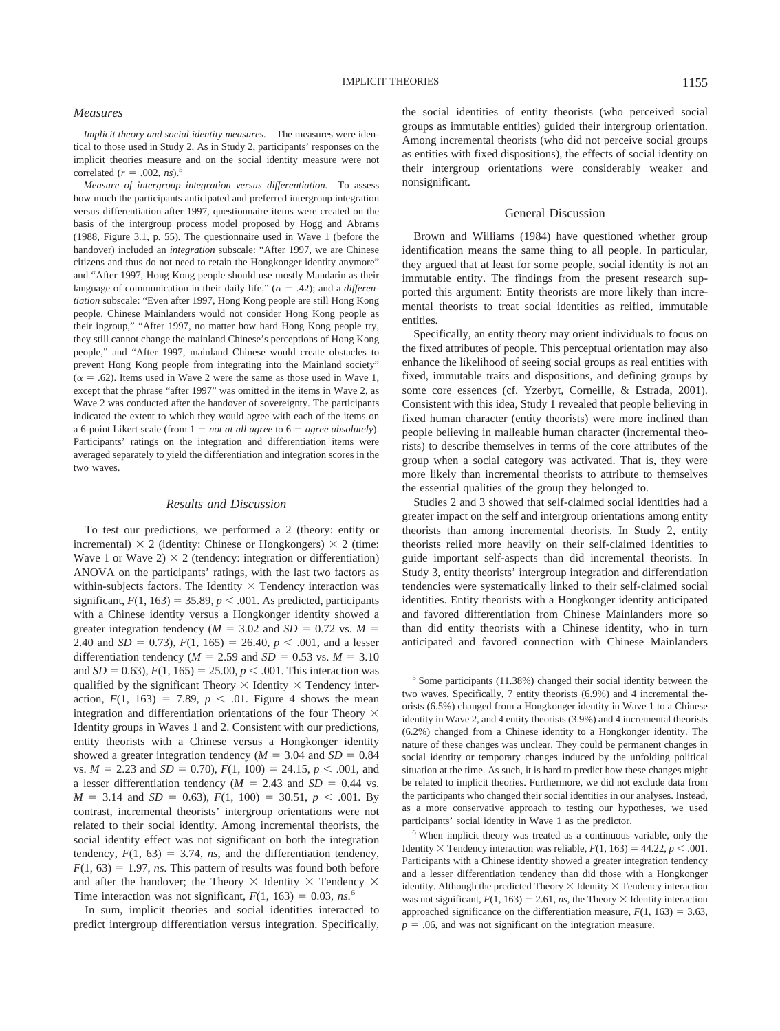### Measures

*Implicit theory and social identity measures.* The measures were identical to those used in Study 2. As in Study 2, participants' responses on the implicit theories measure and on the social identity measure were not correlated ($r = .002$, *ns*).[5]

*Measure of intergroup integration versus differentiation.* To assess how much the participants anticipated and preferred intergroup integration versus differentiation after 1997, questionnaire items were created on the basis of the intergroup process model proposed by Hogg and Abrams (1988, Figure 3.1, p. 55). The questionnaire used in Wave 1 (before the handover) included an *integration* subscale: "After 1997, we are Chinese citizens and thus do not need to retain the Hongkonger identity anymore" and "After 1997, Hong Kong people should use mostly Mandarin as their language of communication in their daily life." ($\alpha = .42$); and a *differentiation* subscale: "Even after 1997, Hong Kong people are still Hong Kong people. Chinese Mainlanders would not consider Hong Kong people as their ingroup," "After 1997, no matter how hard Hong Kong people try, they still cannot change the mainland Chinese's perceptions of Hong Kong people," and "After 1997, mainland Chinese would create obstacles to prevent Hong Kong people from integrating into the Mainland society" ($\alpha = .62$). Items used in Wave 2 were the same as those used in Wave 1, except that the phrase "after 1997" was omitted in the items in Wave 2, as Wave 2 was conducted after the handover of sovereignty. The participants indicated the extent to which they would agree with each of the items on a 6-point Likert scale (from 1 = *not at all agree* to 6 = *agree absolutely*). Participants' ratings on the integration and differentiation items were averaged separately to yield the differentiation and integration scores in the two waves.

### Results and Discussion

To test our predictions, we performed a 2 (theory: entity or incremental) × 2 (identity: Chinese or Hongkongers) × 2 (time: Wave 1 or Wave 2) × 2 (tendency: integration or differentiation) ANOVA on the participants' ratings, with the last two factors as within-subjects factors. The Identity × Tendency interaction was significant, $F(1, 163) = 35.89$, $p < .001$. As predicted, participants with a Chinese identity versus a Hongkonger identity showed a greater integration tendency ($M = 3.02$ and $SD = 0.72$ vs. $M = 2.40$ and $SD = 0.73$), $F(1, 165) = 26.40$, $p < .001$, and a lesser differentiation tendency ($M = 2.59$ and $SD = 0.53$ vs. $M = 3.10$ and $SD = 0.63$), $F(1, 165) = 25.00$, $p < .001$. This interaction was qualified by the significant Theory × Identity × Tendency interaction, $F(1, 163) = 7.89$, $p < .01$. Figure 4 shows the mean integration and differentiation orientations of the four Theory × Identity groups in Waves 1 and 2. Consistent with our predictions, entity theorists with a Chinese versus a Hongkonger identity showed a greater integration tendency ($M = 3.04$ and $SD = 0.84$ vs. $M = 2.23$ and $SD = 0.70$), $F(1, 100) = 24.15$, $p < .001$, and a lesser differentiation tendency ($M = 2.43$ and $SD = 0.44$ vs. $M = 3.14$ and $SD = 0.63$), $F(1, 100) = 30.51$, $p < .001$. By contrast, incremental theorists' intergroup orientations were not related to their social identity. Among incremental theorists, the social identity effect was not significant on both the integration tendency, $F(1, 63) = 3.74$, *ns*, and the differentiation tendency, $F(1, 63) = 1.97$, *ns*. This pattern of results was found both before and after the handover; the Theory × Identity × Tendency × Time interaction was not significant, $F(1, 163) = 0.03$, *ns*.[6]

In sum, implicit theories and social identities interacted to predict intergroup differentiation versus integration. Specifically, the social identities of entity theorists (who perceived social groups as immutable entities) guided their intergroup orientation. Among incremental theorists (who did not perceive social groups as entities with fixed dispositions), the effects of social identity on their intergroup orientations were considerably weaker and nonsignificant.

## General Discussion

Brown and Williams (1984) have questioned whether group identification means the same thing to all people. In particular, they argued that at least for some people, social identity is not an immutable entity. The findings from the present research supported this argument: Entity theorists are more likely than incremental theorists to treat social identities as reified, immutable entities.

Specifically, an entity theory may orient individuals to focus on the fixed attributes of people. This perceptual orientation may also enhance the likelihood of seeing social groups as real entities with fixed, immutable traits and dispositions, and defining groups by some core essences (cf. Yzerbyt, Corneille, & Estrada, 2001). Consistent with this idea, Study 1 revealed that people believing in fixed human character (entity theorists) were more inclined than people believing in malleable human character (incremental theorists) to describe themselves in terms of the core attributes of the group when a social category was activated. That is, they were more likely than incremental theorists to attribute to themselves the essential qualities of the group they belonged to.

Studies 2 and 3 showed that self-claimed social identities had a greater impact on the self and intergroup orientations among entity theorists than among incremental theorists. In Study 2, entity theorists relied more heavily on their self-claimed identities to guide important self-aspects than did incremental theorists. In Study 3, entity theorists' intergroup integration and differentiation tendencies were systematically linked to their self-claimed social identities. Entity theorists with a Hongkonger identity anticipated and favored differentiation from Chinese Mainlanders more so than did entity theorists with a Chinese identity, who in turn anticipated and favored connection with Chinese Mainlanders

---

[5] Some participants (11.38%) changed their social identity between the two waves. Specifically, 7 entity theorists (6.9%) and 4 incremental theorists (6.5%) changed from a Hongkonger identity in Wave 1 to a Chinese identity in Wave 2, and 4 entity theorists (3.9%) and 4 incremental theorists (6.2%) changed from a Chinese identity to a Hongkonger identity. The nature of these changes was unclear. They could be permanent changes in social identity or temporary changes induced by the unfolding political situation at the time. As such, it is hard to predict how these changes might be related to implicit theories. Furthermore, we did not exclude data from the participants who changed their social identities in our analyses. Instead, as a more conservative approach to testing our hypotheses, we used participants' social identity in Wave 1 as the predictor.

[6] When implicit theory was treated as a continuous variable, only the Identity × Tendency interaction was reliable, $F(1, 163) = 44.22$, $p < .001$. Participants with a Chinese identity showed a greater integration tendency and a lesser differentiation tendency than did those with a Hongkonger identity. Although the predicted Theory × Identity × Tendency interaction was not significant, $F(1, 163) = 2.61$, *ns*, the Theory × Identity interaction approached significance on the differentiation measure, $F(1, 163) = 3.63$, $p = .06$, and was not significant on the integration measure.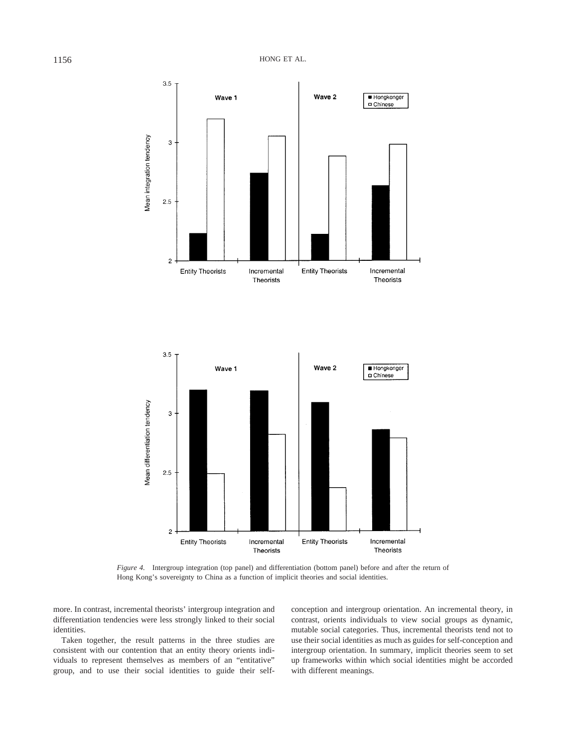*Figure 4.* Intergroup integration (top panel) and differentiation (bottom panel) before and after the return of Hong Kong's sovereignty to China as a function of implicit theories and social identities.

more. In contrast, incremental theorists' intergroup integration and differentiation tendencies were less strongly linked to their social identities.

Taken together, the result patterns in the three studies are consistent with our contention that an entity theory orients individuals to represent themselves as members of an "entitative" group, and to use their social identities to guide their self-conception and intergroup orientation. An incremental theory, in contrast, orients individuals to view social groups as dynamic, mutable social categories. Thus, incremental theorists tend not to use their social identities as much as guides for self-conception and intergroup orientation. In summary, implicit theories seem to set up frameworks within which social identities might be accorded with different meanings.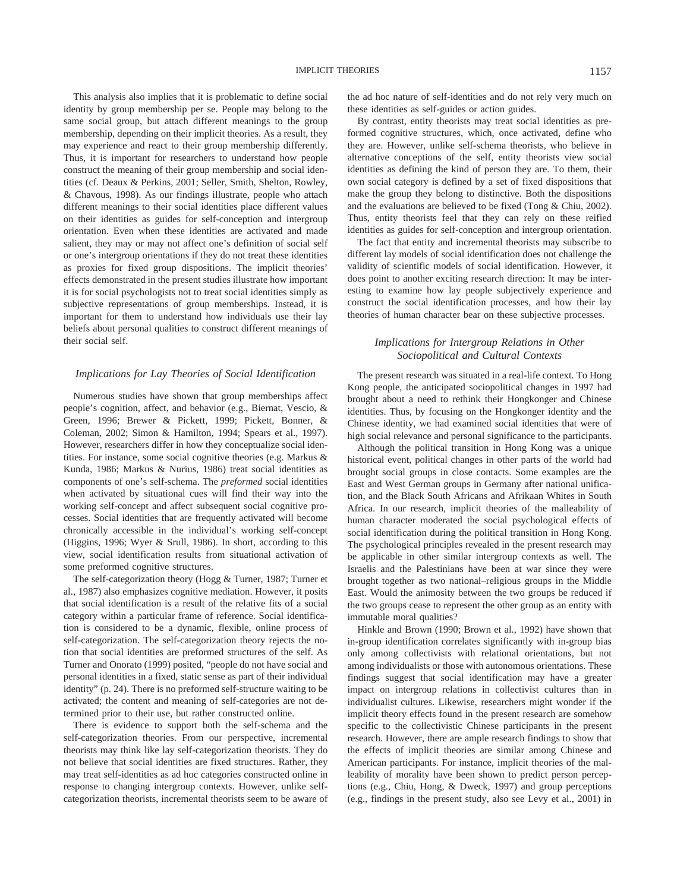This analysis also implies that it is problematic to define social identity by group membership per se. People may belong to the same social group, but attach different meanings to the group membership, depending on their implicit theories. As a result, they may experience and react to their group membership differently. Thus, it is important for researchers to understand how people construct the meaning of their group membership and social identities (cf. Deaux & Perkins, 2001; Seller, Smith, Shelton, Rowley, & Chavous, 1998). As our findings illustrate, people who attach different meanings to their social identities place different values on their identities as guides for self-conception and intergroup orientation. Even when these identities are activated and made salient, they may or may not affect one's definition of social self or one's intergroup orientations if they do not treat these identities as proxies for fixed group dispositions. The implicit theories' effects demonstrated in the present studies illustrate how important it is for social psychologists not to treat social identities simply as subjective representations of group memberships. Instead, it is important for them to understand how individuals use their lay beliefs about personal qualities to construct different meanings of their social self.

### *Implications for Lay Theories of Social Identification*

Numerous studies have shown that group memberships affect people's cognition, affect, and behavior (e.g., Biernat, Vescio, & Green, 1996; Brewer & Pickett, 1999; Pickett, Bonner, & Coleman, 2002; Simon & Hamilton, 1994; Spears et al., 1997). However, researchers differ in how they conceptualize social identities. For instance, some social cognitive theories (e.g. Markus & Kunda, 1986; Markus & Nurius, 1986) treat social identities as components of one's self-schema. The *preformed* social identities when activated by situational cues will find their way into the working self-concept and affect subsequent social cognitive processes. Social identities that are frequently activated will become chronically accessible in the individual's working self-concept (Higgins, 1996; Wyer & Srull, 1986). In short, according to this view, social identification results from situational activation of some preformed cognitive structures.

The self-categorization theory (Hogg & Turner, 1987; Turner et al., 1987) also emphasizes cognitive mediation. However, it posits that social identification is a result of the relative fits of a social category within a particular frame of reference. Social identification is considered to be a dynamic, flexible, online process of self-categorization. The self-categorization theory rejects the notion that social identities are preformed structures of the self. As Turner and Onorato (1999) posited, "people do not have social and personal identities in a fixed, static sense as part of their individual identity" (p. 24). There is no preformed self-structure waiting to be activated; the content and meaning of self-categories are not determined prior to their use, but rather constructed online.

There is evidence to support both the self-schema and the self-categorization theories. From our perspective, incremental theorists may think like lay self-categorization theorists. They do not believe that social identities are fixed structures. Rather, they may treat self-identities as ad hoc categories constructed online in response to changing intergroup contexts. However, unlike self-categorization theorists, incremental theorists seem to be aware of the ad hoc nature of self-identities and do not rely very much on these identities as self-guides or action guides.

By contrast, entity theorists may treat social identities as preformed cognitive structures, which, once activated, define who they are. However, unlike self-schema theorists, who believe in alternative conceptions of the self, entity theorists view social identities as defining the kind of person they are. To them, their own social category is defined by a set of fixed dispositions that make the group they belong to distinctive. Both the dispositions and the evaluations are believed to be fixed (Tong & Chiu, 2002). Thus, entity theorists feel that they can rely on these reified identities as guides for self-conception and intergroup orientation.

The fact that entity and incremental theorists may subscribe to different lay models of social identification does not challenge the validity of scientific models of social identification. However, it does point to another exciting research direction: It may be interesting to examine how lay people subjectively experience and construct the social identification processes, and how their lay theories of human character bear on these subjective processes.

### *Implications for Intergroup Relations in Other Sociopolitical and Cultural Contexts*

The present research was situated in a real-life context. To Hong Kong people, the anticipated sociopolitical changes in 1997 had brought about a need to rethink their Hongkonger and Chinese identities. Thus, by focusing on the Hongkonger identity and the Chinese identity, we had examined social identities that were of high social relevance and personal significance to the participants.

Although the political transition in Hong Kong was a unique historical event, political changes in other parts of the world had brought social groups in close contacts. Some examples are the East and West German groups in Germany after national unification, and the Black South Africans and Afrikaan Whites in South Africa. In our research, implicit theories of the malleability of human character moderated the social psychological effects of social identification during the political transition in Hong Kong. The psychological principles revealed in the present research may be applicable in other similar intergroup contexts as well. The Israelis and the Palestinians have been at war since they were brought together as two national–religious groups in the Middle East. Would the animosity between the two groups be reduced if the two groups cease to represent the other group as an entity with immutable moral qualities?

Hinkle and Brown (1990; Brown et al., 1992) have shown that in-group identification correlates significantly with in-group bias only among collectivists with relational orientations, but not among individualists or those with autonomous orientations. These findings suggest that social identification may have a greater impact on intergroup relations in collectivist cultures than in individualist cultures. Likewise, researchers might wonder if the implicit theory effects found in the present research are somehow specific to the collectivistic Chinese participants in the present research. However, there are ample research findings to show that the effects of implicit theories are similar among Chinese and American participants. For instance, implicit theories of the malleability of morality have been shown to predict person perceptions (e.g., Chiu, Hong, & Dweck, 1997) and group perceptions (e.g., findings in the present study, also see Levy et al., 2001) in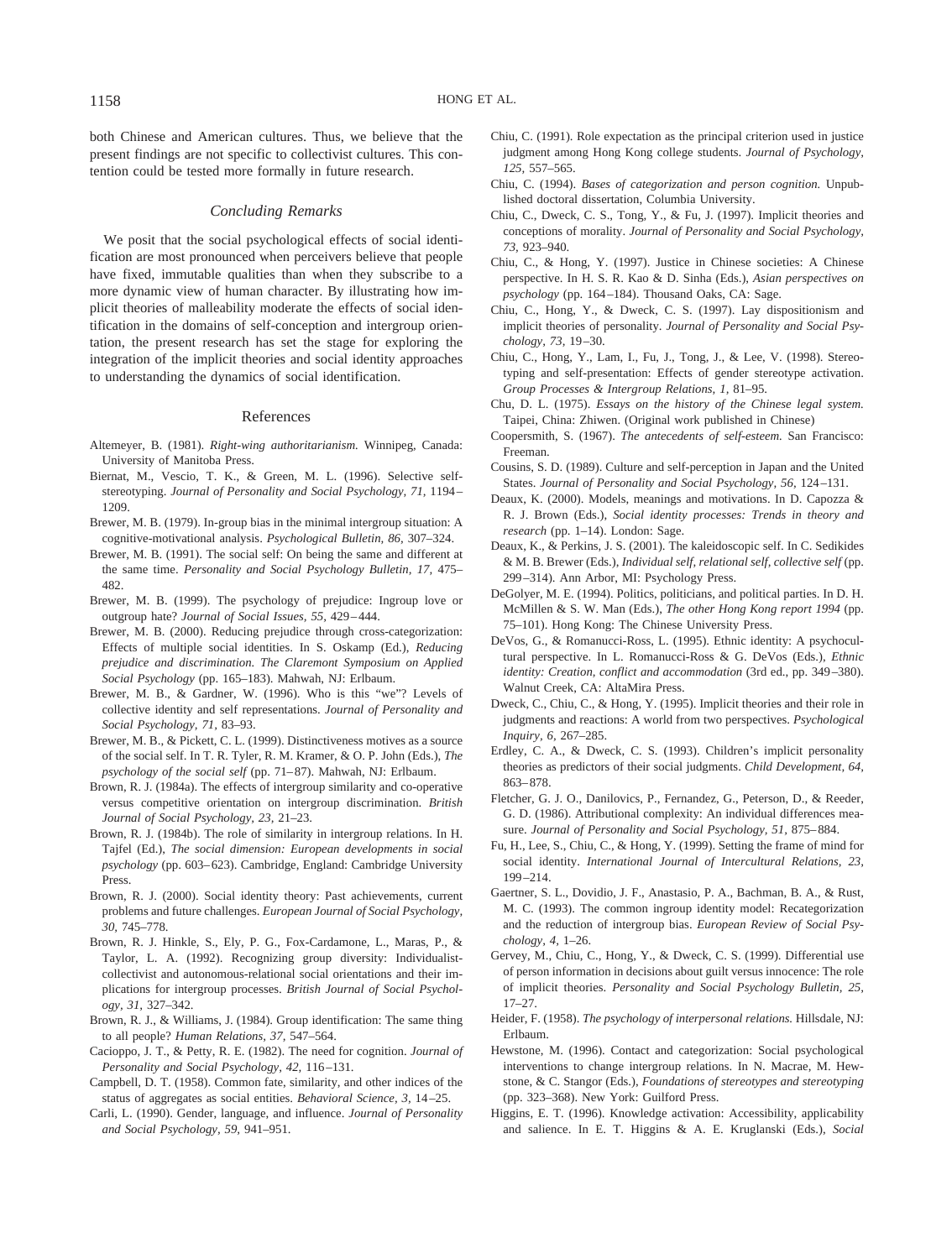both Chinese and American cultures. Thus, we believe that the present findings are not specific to collectivist cultures. This contention could be tested more formally in future research.

### Concluding Remarks

We posit that the social psychological effects of social identification are most pronounced when perceivers believe that people have fixed, immutable qualities than when they subscribe to a more dynamic view of human character. By illustrating how implicit theories of malleability moderate the effects of social identification in the domains of self-conception and intergroup orientation, the present research has set the stage for exploring the integration of the implicit theories and social identity approaches to understanding the dynamics of social identification.

## References

Altemeyer, B. (1981). *Right-wing authoritarianism.* Winnipeg, Canada: University of Manitoba Press.

Biernat, M., Vescio, T. K., & Green, M. L. (1996). Selective self-stereotyping. *Journal of Personality and Social Psychology, 71,* 1194–1209.

Brewer, M. B. (1979). In-group bias in the minimal intergroup situation: A cognitive-motivational analysis. *Psychological Bulletin, 86,* 307–324.

Brewer, M. B. (1991). The social self: On being the same and different at the same time. *Personality and Social Psychology Bulletin, 17,* 475–482.

Brewer, M. B. (1999). The psychology of prejudice: Ingroup love or outgroup hate? *Journal of Social Issues, 55,* 429–444.

Brewer, M. B. (2000). Reducing prejudice through cross-categorization: Effects of multiple social identities. In S. Oskamp (Ed.), *Reducing prejudice and discrimination. The Claremont Symposium on Applied Social Psychology* (pp. 165–183). Mahwah, NJ: Erlbaum.

Brewer, M. B., & Gardner, W. (1996). Who is this "we"? Levels of collective identity and self representations. *Journal of Personality and Social Psychology, 71,* 83–93.

Brewer, M. B., & Pickett, C. L. (1999). Distinctiveness motives as a source of the social self. In T. R. Tyler, R. M. Kramer, & O. P. John (Eds.), *The psychology of the social self* (pp. 71–87). Mahwah, NJ: Erlbaum.

Brown, R. J. (1984a). The effects of intergroup similarity and co-operative versus competitive orientation on intergroup discrimination. *British Journal of Social Psychology, 23,* 21–23.

Brown, R. J. (1984b). The role of similarity in intergroup relations. In H. Tajfel (Ed.), *The social dimension: European developments in social psychology* (pp. 603–623). Cambridge, England: Cambridge University Press.

Brown, R. J. (2000). Social identity theory: Past achievements, current problems and future challenges. *European Journal of Social Psychology, 30,* 745–778.

Brown, R. J. Hinkle, S., Ely, P. G., Fox-Cardamone, L., Maras, P., & Taylor, L. A. (1992). Recognizing group diversity: Individualist-collectivist and autonomous-relational social orientations and their implications for intergroup processes. *British Journal of Social Psychology, 31,* 327–342.

Brown, R. J., & Williams, J. (1984). Group identification: The same thing to all people? *Human Relations, 37,* 547–564.

Cacioppo, J. T., & Petty, R. E. (1982). The need for cognition. *Journal of Personality and Social Psychology, 42,* 116–131.

Campbell, D. T. (1958). Common fate, similarity, and other indices of the status of aggregates as social entities. *Behavioral Science, 3,* 14–25.

Carli, L. (1990). Gender, language, and influence. *Journal of Personality and Social Psychology, 59,* 941–951.

Chiu, C. (1991). Role expectation as the principal criterion used in justice judgment among Hong Kong college students. *Journal of Psychology, 125,* 557–565.

Chiu, C. (1994). *Bases of categorization and person cognition.* Unpublished doctoral dissertation, Columbia University.

Chiu, C., Dweck, C. S., Tong, Y., & Fu, J. (1997). Implicit theories and conceptions of morality. *Journal of Personality and Social Psychology, 73,* 923–940.

Chiu, C., & Hong, Y. (1997). Justice in Chinese societies: A Chinese perspective. In H. S. R. Kao & D. Sinha (Eds.), *Asian perspectives on psychology* (pp. 164–184). Thousand Oaks, CA: Sage.

Chiu, C., Hong, Y., & Dweck, C. S. (1997). Lay dispositionism and implicit theories of personality. *Journal of Personality and Social Psychology, 73,* 19–30.

Chiu, C., Hong, Y., Lam, I., Fu, J., Tong, J., & Lee, V. (1998). Stereotyping and self-presentation: Effects of gender stereotype activation. *Group Processes & Intergroup Relations, 1,* 81–95.

Chu, D. L. (1975). *Essays on the history of the Chinese legal system.* Taipei, China: Zhiwen. (Original work published in Chinese)

Coopersmith, S. (1967). *The antecedents of self-esteem.* San Francisco: Freeman.

Cousins, S. D. (1989). Culture and self-perception in Japan and the United States. *Journal of Personality and Social Psychology, 56,* 124–131.

Deaux, K. (2000). Models, meanings and motivations. In D. Capozza & R. J. Brown (Eds.), *Social identity processes: Trends in theory and research* (pp. 1–14). London: Sage.

Deaux, K., & Perkins, J. S. (2001). The kaleidoscopic self. In C. Sedikides & M. B. Brewer (Eds.), *Individual self, relational self, collective self* (pp. 299–314). Ann Arbor, MI: Psychology Press.

DeGolyer, M. E. (1994). Politics, politicians, and political parties. In D. H. McMillen & S. W. Man (Eds.), *The other Hong Kong report 1994* (pp. 75–101). Hong Kong: The Chinese University Press.

DeVos, G., & Romanucci-Ross, L. (1995). Ethnic identity: A psychocultural perspective. In L. Romanucci-Ross & G. DeVos (Eds.), *Ethnic identity: Creation, conflict and accommodation* (3rd ed., pp. 349–380). Walnut Creek, CA: AltaMira Press.

Dweck, C., Chiu, C., & Hong, Y. (1995). Implicit theories and their role in judgments and reactions: A world from two perspectives. *Psychological Inquiry, 6,* 267–285.

Erdley, C. A., & Dweck, C. S. (1993). Children's implicit personality theories as predictors of their social judgments. *Child Development, 64,* 863–878.

Fletcher, G. J. O., Danilovics, P., Fernandez, G., Peterson, D., & Reeder, G. D. (1986). Attributional complexity: An individual differences measure. *Journal of Personality and Social Psychology, 51,* 875–884.

Fu, H., Lee, S., Chiu, C., & Hong, Y. (1999). Setting the frame of mind for social identity. *International Journal of Intercultural Relations, 23,* 199–214.

Gaertner, S. L., Dovidio, J. F., Anastasio, P. A., Bachman, B. A., & Rust, M. C. (1993). The common ingroup identity model: Recategorization and the reduction of intergroup bias. *European Review of Social Psychology, 4,* 1–26.

Gervey, M., Chiu, C., Hong, Y., & Dweck, C. S. (1999). Differential use of person information in decisions about guilt versus innocence: The role of implicit theories. *Personality and Social Psychology Bulletin, 25,* 17–27.

Heider, F. (1958). *The psychology of interpersonal relations.* Hillsdale, NJ: Erlbaum.

Hewstone, M. (1996). Contact and categorization: Social psychological interventions to change intergroup relations. In N. Macrae, M. Hewstone, & C. Stangor (Eds.), *Foundations of stereotypes and stereotyping* (pp. 323–368). New York: Guilford Press.

Higgins, E. T. (1996). Knowledge activation: Accessibility, applicability and salience. In E. T. Higgins & A. E. Kruglanski (Eds.), *Social*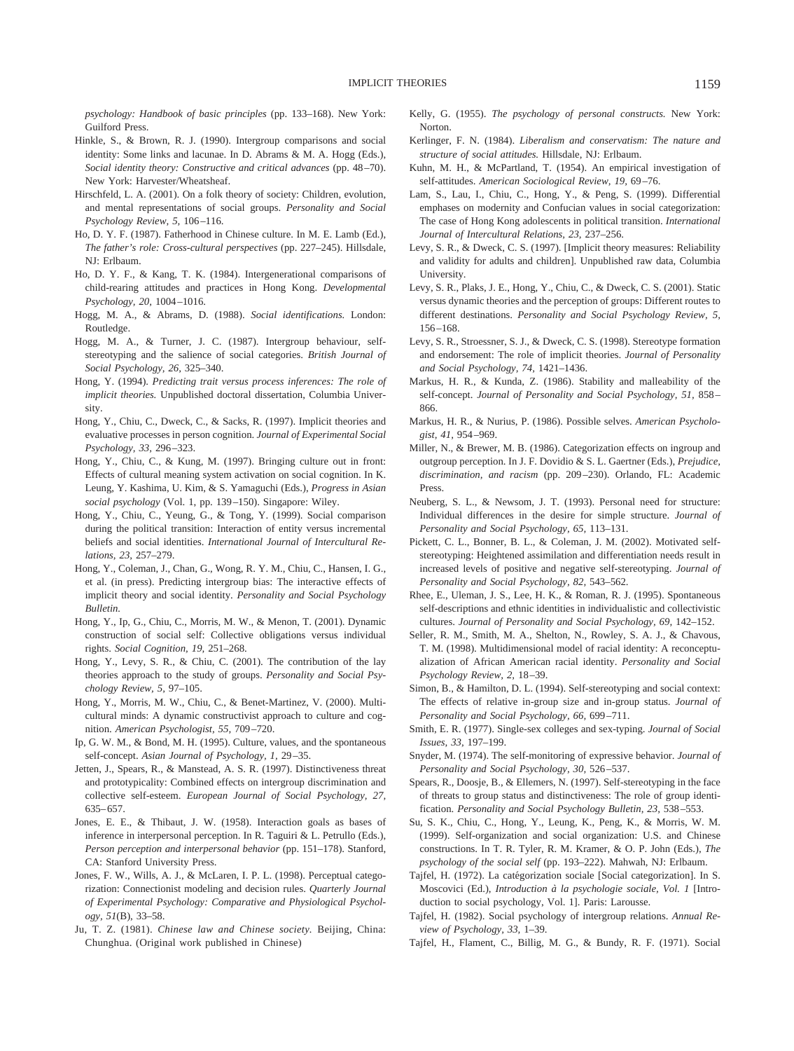*psychology: Handbook of basic principles* (pp. 133–168). New York: Guilford Press.

Hinkle, S., & Brown, R. J. (1990). Intergroup comparisons and social identity: Some links and lacunae. In D. Abrams & M. A. Hogg (Eds.), *Social identity theory: Constructive and critical advances* (pp. 48–70). New York: Harvester/Wheatsheaf.

Hirschfeld, L. A. (2001). On a folk theory of society: Children, evolution, and mental representations of social groups. *Personality and Social Psychology Review, 5,* 106–116.

Ho, D. Y. F. (1987). Fatherhood in Chinese culture. In M. E. Lamb (Ed.), *The father's role: Cross-cultural perspectives* (pp. 227–245). Hillsdale, NJ: Erlbaum.

Ho, D. Y. F., & Kang, T. K. (1984). Intergenerational comparisons of child-rearing attitudes and practices in Hong Kong. *Developmental Psychology, 20,* 1004–1016.

Hogg, M. A., & Abrams, D. (1988). *Social identifications.* London: Routledge.

Hogg, M. A., & Turner, J. C. (1987). Intergroup behaviour, self-stereotyping and the salience of social categories. *British Journal of Social Psychology, 26,* 325–340.

Hong, Y. (1994). *Predicting trait versus process inferences: The role of implicit theories.* Unpublished doctoral dissertation, Columbia University.

Hong, Y., Chiu, C., Dweck, C., & Sacks, R. (1997). Implicit theories and evaluative processes in person cognition. *Journal of Experimental Social Psychology, 33,* 296–323.

Hong, Y., Chiu, C., & Kung, M. (1997). Bringing culture out in front: Effects of cultural meaning system activation on social cognition. In K. Leung, Y. Kashima, U. Kim, & S. Yamaguchi (Eds.), *Progress in Asian social psychology* (Vol. 1, pp. 139–150). Singapore: Wiley.

Hong, Y., Chiu, C., Yeung, G., & Tong, Y. (1999). Social comparison during the political transition: Interaction of entity versus incremental beliefs and social identities. *International Journal of Intercultural Relations, 23,* 257–279.

Hong, Y., Coleman, J., Chan, G., Wong, R. Y. M., Chiu, C., Hansen, I. G., et al. (in press). Predicting intergroup bias: The interactive effects of implicit theory and social identity. *Personality and Social Psychology Bulletin.*

Hong, Y., Ip, G., Chiu, C., Morris, M. W., & Menon, T. (2001). Dynamic construction of social self: Collective obligations versus individual rights. *Social Cognition, 19,* 251–268.

Hong, Y., Levy, S. R., & Chiu, C. (2001). The contribution of the lay theories approach to the study of groups. *Personality and Social Psychology Review, 5,* 97–105.

Hong, Y., Morris, M. W., Chiu, C., & Benet-Martinez, V. (2000). Multicultural minds: A dynamic constructivist approach to culture and cognition. *American Psychologist, 55,* 709–720.

Ip, G. W. M., & Bond, M. H. (1995). Culture, values, and the spontaneous self-concept. *Asian Journal of Psychology, 1,* 29–35.

Jetten, J., Spears, R., & Manstead, A. S. R. (1997). Distinctiveness threat and prototypicality: Combined effects on intergroup discrimination and collective self-esteem. *European Journal of Social Psychology, 27,* 635–657.

Jones, E. E., & Thibaut, J. W. (1958). Interaction goals as bases of inference in interpersonal perception. In R. Taguiri & L. Petrullo (Eds.), *Person perception and interpersonal behavior* (pp. 151–178). Stanford, CA: Stanford University Press.

Jones, F. W., Wills, A. J., & McLaren, I. P. L. (1998). Perceptual categorization: Connectionist modeling and decision rules. *Quarterly Journal of Experimental Psychology: Comparative and Physiological Psychology, 51*(B), 33–58.

Ju, T. Z. (1981). *Chinese law and Chinese society.* Beijing, China: Chunghua. (Original work published in Chinese)

Kelly, G. (1955). *The psychology of personal constructs.* New York: Norton.

Kerlinger, F. N. (1984). *Liberalism and conservatism: The nature and structure of social attitudes.* Hillsdale, NJ: Erlbaum.

Kuhn, M. H., & McPartland, T. (1954). An empirical investigation of self-attitudes. *American Sociological Review, 19,* 69–76.

Lam, S., Lau, I., Chiu, C., Hong, Y., & Peng, S. (1999). Differential emphases on modernity and Confucian values in social categorization: The case of Hong Kong adolescents in political transition. *International Journal of Intercultural Relations, 23,* 237–256.

Levy, S. R., & Dweck, C. S. (1997). [Implicit theory measures: Reliability and validity for adults and children]. Unpublished raw data, Columbia University.

Levy, S. R., Plaks, J. E., Hong, Y., Chiu, C., & Dweck, C. S. (2001). Static versus dynamic theories and the perception of groups: Different routes to different destinations. *Personality and Social Psychology Review, 5,* 156–168.

Levy, S. R., Stroessner, S. J., & Dweck, C. S. (1998). Stereotype formation and endorsement: The role of implicit theories. *Journal of Personality and Social Psychology, 74,* 1421–1436.

Markus, H. R., & Kunda, Z. (1986). Stability and malleability of the self-concept. *Journal of Personality and Social Psychology, 51,* 858–866.

Markus, H. R., & Nurius, P. (1986). Possible selves. *American Psychologist, 41,* 954–969.

Miller, N., & Brewer, M. B. (1986). Categorization effects on ingroup and outgroup perception. In J. F. Dovidio & S. L. Gaertner (Eds.), *Prejudice, discrimination, and racism* (pp. 209–230). Orlando, FL: Academic Press.

Neuberg, S. L., & Newsom, J. T. (1993). Personal need for structure: Individual differences in the desire for simple structure. *Journal of Personality and Social Psychology, 65,* 113–131.

Pickett, C. L., Bonner, B. L., & Coleman, J. M. (2002). Motivated self-stereotyping: Heightened assimilation and differentiation needs result in increased levels of positive and negative self-stereotyping. *Journal of Personality and Social Psychology, 82,* 543–562.

Rhee, E., Uleman, J. S., Lee, H. K., & Roman, R. J. (1995). Spontaneous self-descriptions and ethnic identities in individualistic and collectivistic cultures. *Journal of Personality and Social Psychology, 69,* 142–152.

Seller, R. M., Smith, M. A., Shelton, N., Rowley, S. A. J., & Chavous, T. M. (1998). Multidimensional model of racial identity: A reconceptualization of African American racial identity. *Personality and Social Psychology Review, 2,* 18–39.

Simon, B., & Hamilton, D. L. (1994). Self-stereotyping and social context: The effects of relative in-group size and in-group status. *Journal of Personality and Social Psychology, 66,* 699–711.

Smith, E. R. (1977). Single-sex colleges and sex-typing. *Journal of Social Issues, 33,* 197–199.

Snyder, M. (1974). The self-monitoring of expressive behavior. *Journal of Personality and Social Psychology, 30,* 526–537.

Spears, R., Doosje, B., & Ellemers, N. (1997). Self-stereotyping in the face of threats to group status and distinctiveness: The role of group identification. *Personality and Social Psychology Bulletin, 23,* 538–553.

Su, S. K., Chiu, C., Hong, Y., Leung, K., Peng, K., & Morris, W. M. (1999). Self-organization and social organization: U.S. and Chinese constructions. In T. R. Tyler, R. M. Kramer, & O. P. John (Eds.), *The psychology of the social self* (pp. 193–222). Mahwah, NJ: Erlbaum.

Tajfel, H. (1972). La catégorization sociale [Social categorization]. In S. Moscovici (Ed.), *Introduction à la psychologie sociale, Vol. 1* [Introduction to social psychology, Vol. 1]. Paris: Larousse.

Tajfel, H. (1982). Social psychology of intergroup relations. *Annual Review of Psychology, 33,* 1–39.

Tajfel, H., Flament, C., Billig, M. G., & Bundy, R. F. (1971). Social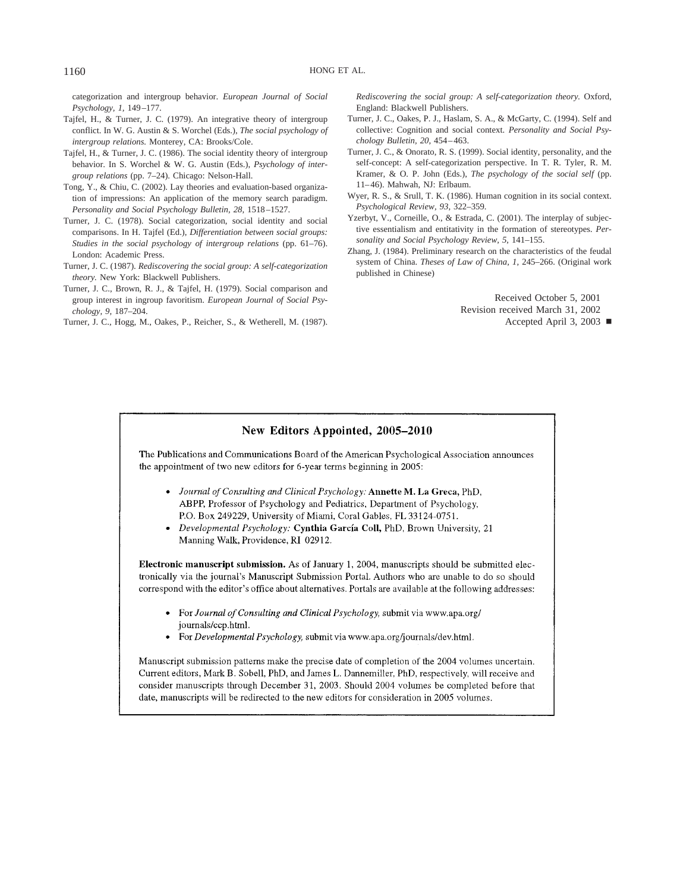categorization and intergroup behavior. *European Journal of Social Psychology, 1,* 149–177.

Tajfel, H., & Turner, J. C. (1979). An integrative theory of intergroup conflict. In W. G. Austin & S. Worchel (Eds.), *The social psychology of intergroup relations.* Monterey, CA: Brooks/Cole.

Tajfel, H., & Turner, J. C. (1986). The social identity theory of intergroup behavior. In S. Worchel & W. G. Austin (Eds.), *Psychology of intergroup relations* (pp. 7–24). Chicago: Nelson-Hall.

Tong, Y., & Chiu, C. (2002). Lay theories and evaluation-based organization of impressions: An application of the memory search paradigm. *Personality and Social Psychology Bulletin, 28,* 1518–1527.

Turner, J. C. (1978). Social categorization, social identity and social comparisons. In H. Tajfel (Ed.), *Differentiation between social groups: Studies in the social psychology of intergroup relations* (pp. 61–76). London: Academic Press.

Turner, J. C. (1987). *Rediscovering the social group: A self-categorization theory.* New York: Blackwell Publishers.

Turner, J. C., Brown, R. J., & Tajfel, H. (1979). Social comparison and group interest in ingroup favoritism. *European Journal of Social Psychology, 9,* 187–204.

Turner, J. C., Hogg, M., Oakes, P., Reicher, S., & Wetherell, M. (1987). *Rediscovering the social group: A self-categorization theory.* Oxford, England: Blackwell Publishers.

Turner, J. C., Oakes, P. J., Haslam, S. A., & McGarty, C. (1994). Self and collective: Cognition and social context. *Personality and Social Psychology Bulletin, 20,* 454–463.

Turner, J. C., & Onorato, R. S. (1999). Social identity, personality, and the self-concept: A self-categorization perspective. In T. R. Tyler, R. M. Kramer, & O. P. John (Eds.), *The psychology of the social self* (pp. 11–46). Mahwah, NJ: Erlbaum.

Wyer, R. S., & Srull, T. K. (1986). Human cognition in its social context. *Psychological Review, 93,* 322–359.

Yzerbyt, V., Corneille, O., & Estrada, C. (2001). The interplay of subjective essentialism and entitativity in the formation of stereotypes. *Personality and Social Psychology Review, 5,* 141–155.

Zhang, J. (1984). Preliminary research on the characteristics of the feudal system of China. *Theses of Law of China, 1,* 245–266. (Original work published in Chinese)

Received October 5, 2001
Revision received March 31, 2002
Accepted April 3, 2003 ■

## New Editors Appointed, 2005–2010

The Publications and Communications Board of the American Psychological Association announces the appointment of two new editors for 6-year terms beginning in 2005:

- *Journal of Consulting and Clinical Psychology:* **Annette M. La Greca,** PhD, ABPP, Professor of Psychology and Pediatrics, Department of Psychology, P.O. Box 249229, University of Miami, Coral Gables, FL 33124-0751.
- *Developmental Psychology:* **Cynthia García Coll,** PhD, Brown University, 21 Manning Walk, Providence, RI 02912.

**Electronic manuscript submission.** As of January 1, 2004, manuscripts should be submitted electronically via the journal's Manuscript Submission Portal. Authors who are unable to do so should correspond with the editor's office about alternatives. Portals are available at the following addresses:

- For *Journal of Consulting and Clinical Psychology,* submit via www.apa.org/journals/ccp.html.
- For *Developmental Psychology,* submit via www.apa.org/journals/dev.html.

Manuscript submission patterns make the precise date of completion of the 2004 volumes uncertain. Current editors, Mark B. Sobell, PhD, and James L. Dannemiller, PhD, respectively, will receive and consider manuscripts through December 31, 2003. Should 2004 volumes be completed before that date, manuscripts will be redirected to the new editors for consideration in 2005 volumes.